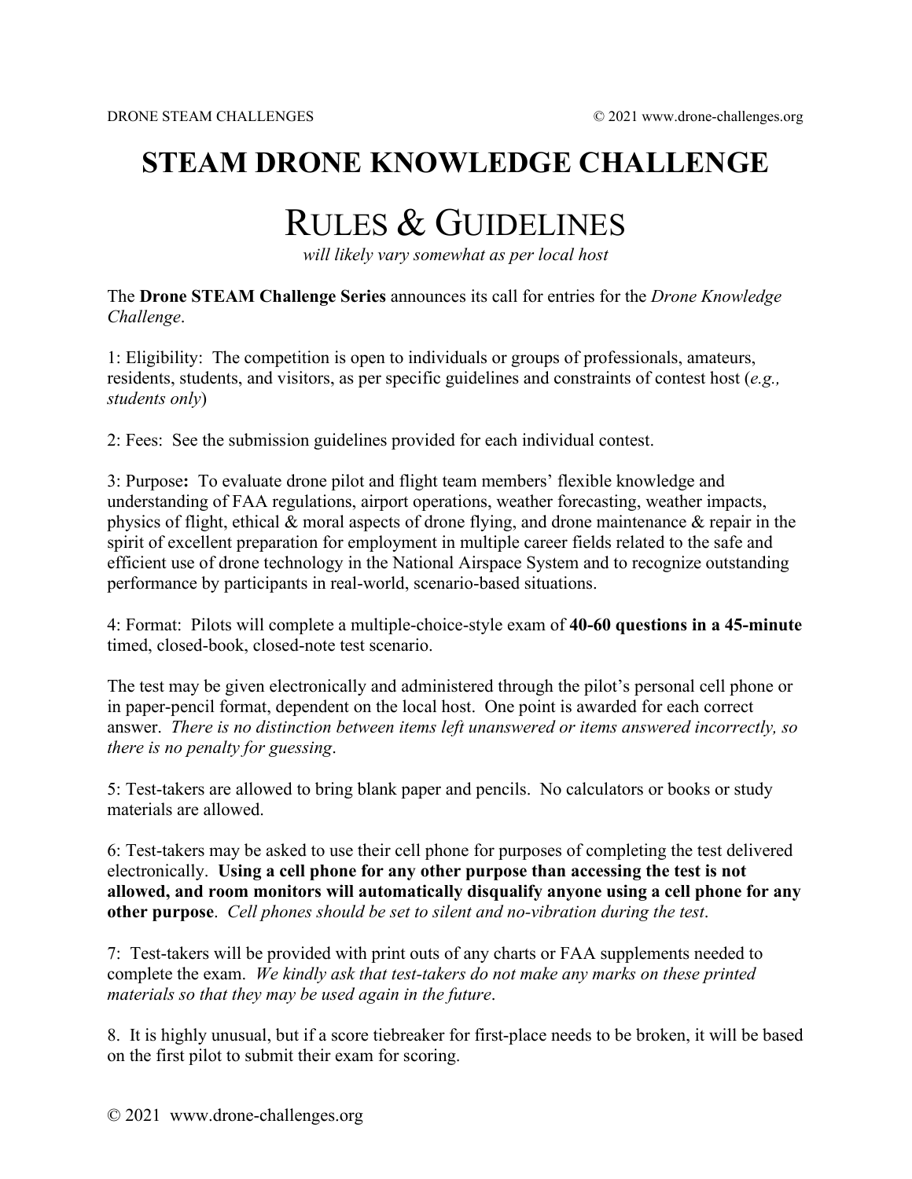# STEAM DRONE KNOWLEDGE CHALLENGE

## RULES & GUIDELINES

*will likely vary somewhat as per local host*

The **Drone STEAM Challenge Series** announces its call for entries for the *Drone Knowledge Challenge*.

1: Eligibility: The competition is open to individuals or groups of professionals, amateurs, residents, students, and visitors, as per specific guidelines and constraints of contest host (*e.g., students only*)

2: Fees: See the submission guidelines provided for each individual contest.

3: Purpose**:** To evaluate drone pilot and flight team members' flexible knowledge and understanding of FAA regulations, airport operations, weather forecasting, weather impacts, physics of flight, ethical & moral aspects of drone flying, and drone maintenance & repair in the spirit of excellent preparation for employment in multiple career fields related to the safe and efficient use of drone technology in the National Airspace System and to recognize outstanding performance by participants in real-world, scenario-based situations.

4: Format: Pilots will complete a multiple-choice-style exam of **40-60 questions in a 45-minute** timed, closed-book, closed-note test scenario.

The test may be given electronically and administered through the pilot's personal cell phone or in paper-pencil format, dependent on the local host. One point is awarded for each correct answer. *There is no distinction between items left unanswered or items answered incorrectly, so there is no penalty for guessing*.

5: Test-takers are allowed to bring blank paper and pencils. No calculators or books or study materials are allowed.

6: Test-takers may be asked to use their cell phone for purposes of completing the test delivered electronically. **Using a cell phone for any other purpose than accessing the test is not allowed, and room monitors will automatically disqualify anyone using a cell phone for any other purpose**. *Cell phones should be set to silent and no-vibration during the test*.

7: Test-takers will be provided with print outs of any charts or FAA supplements needed to complete the exam. *We kindly ask that test-takers do not make any marks on these printed materials so that they may be used again in the future*.

8. It is highly unusual, but if a score tiebreaker for first-place needs to be broken, it will be based on the first pilot to submit their exam for scoring.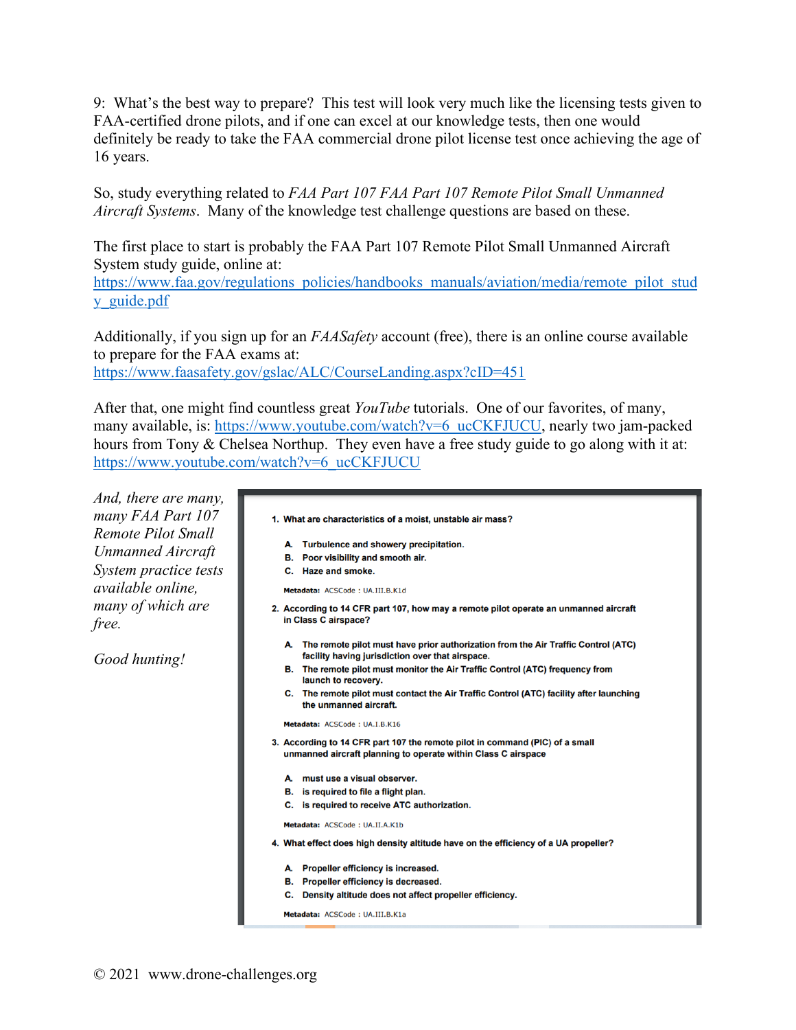9: What's the best way to prepare? This test will look very much like the licensing tests given to FAA-certified drone pilots, and if one can excel at our knowledge tests, then one would definitely be ready to take the FAA commercial drone pilot license test once achieving the age of 16 years.

So, study everything related to *FAA Part 107 FAA Part 107 Remote Pilot Small Unmanned Aircraft Systems*. Many of the knowledge test challenge questions are based on these.

The first place to start is probably the FAA Part 107 Remote Pilot Small Unmanned Aircraft System study guide, online at:
https://www.faa.gov/regulations_policies/handbooks_manuals/aviation/media/remote_pilot_study_guide.pdf

Additionally, if you sign up for an *FAASafety* account (free), there is an online course available to prepare for the FAA exams at:
https://www.faasafety.gov/gslac/ALC/CourseLanding.aspx?cID=451

After that, one might find countless great *YouTube* tutorials. One of our favorites, of many, many available, is: https://www.youtube.com/watch?v=6_ucCKFJUCU, nearly two jam-packed hours from Tony & Chelsea Northup. They even have a free study guide to go along with it at: https://www.youtube.com/watch?v=6_ucCKFJUCU

*And, there are many, many FAA Part 107 Remote Pilot Small Unmanned Aircraft System practice tests available online, many of which are free.*

*Good hunting!*

**1. What are characteristics of a moist, unstable air mass?**

- **A.** Turbulence and showery precipitation.
- **B.** Poor visibility and smooth air.
- **C.** Haze and smoke.

**Metadata:** ACSCode : UA.III.B.K1d

**2. According to 14 CFR part 107, how may a remote pilot operate an unmanned aircraft in Class C airspace?**

- **A.** The remote pilot must have prior authorization from the Air Traffic Control (ATC) facility having jurisdiction over that airspace.
- **B.** The remote pilot must monitor the Air Traffic Control (ATC) frequency from launch to recovery.
- **C.** The remote pilot must contact the Air Traffic Control (ATC) facility after launching the unmanned aircraft.

**Metadata:** ACSCode : UA.I.B.K16

**3. According to 14 CFR part 107 the remote pilot in command (PIC) of a small unmanned aircraft planning to operate within Class C airspace**

- **A.** must use a visual observer.
- **B.** is required to file a flight plan.
- **C.** is required to receive ATC authorization.

**Metadata:** ACSCode : UA.II.A.K1b

**4. What effect does high density altitude have on the efficiency of a UA propeller?**

- **A.** Propeller efficiency is increased.
- **B.** Propeller efficiency is decreased.
- **C.** Density altitude does not affect propeller efficiency.

**Metadata:** ACSCode : UA.III.B.K1a

© 2021 www.drone-challenges.org